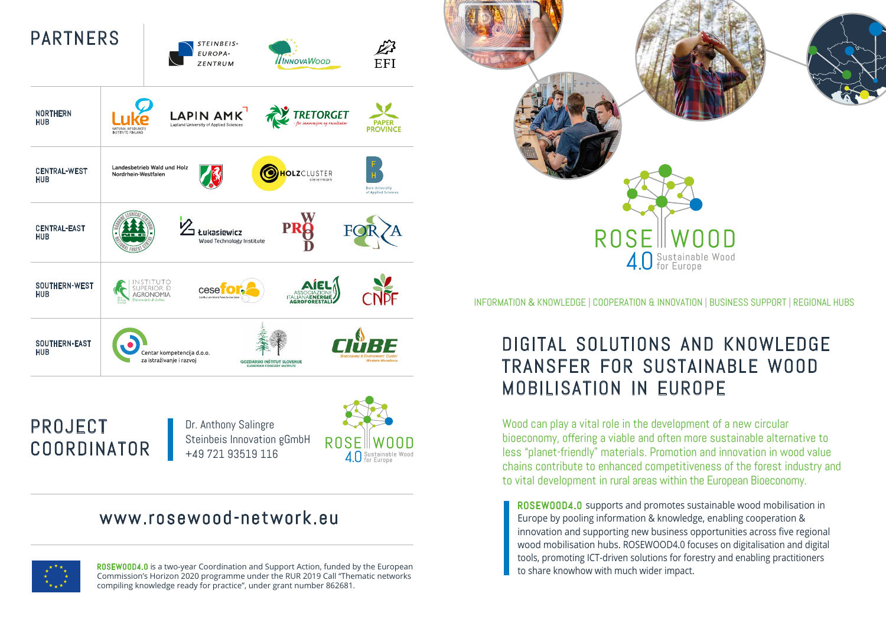## PARTNERS

STEINBEIS-EUROPA-ZENTRUM | INNOVAWOOD | EFI

| Hub | Partners |
|---|---|
| NORTHERN HUB | Luke Natural Resources Institute Finland; LAPIN AMK Lapland University of Applied Sciences; TRETORGET for innovasjon og resultater; PAPER PROVINCE |
| CENTRAL-WEST HUB | Landesbetrieb Wald und Holz Nordrhein-Westfalen; HOLZCLUSTER steiermark; Bern University of Applied Sciences |
| CENTRAL-EAST HUB | National Forest Centre; Łukasiewicz Wood Technology Institute; PRO WOOD; FORZA |
| SOUTHERN-WEST HUB | Instituto Superior de Agronomia Universidade de Lisboa; cesefor; AIEL Associazione Italiana Energie Agroforestali; CNPF |
| SOUTHERN-EAST HUB | Centar kompetencija d.o.o. za istraživanje i razvoj; Gozdarski Inštitut Slovenije Slovenian Forestry Institute; CluBE Bioeconomy & Environment Cluster Western Macedonia |

## PROJECT COORDINATOR

Dr. Anthony Salingre
Steinbeis Innovation gGmbH
+49 721 93519 116

ROSE WOOD 4.0 Sustainable Wood for Europe

www.rosewood-network.eu

**ROSEWOOD4.0** is a two-year Coordination and Support Action, funded by the European Commission's Horizon 2020 programme under the RUR 2019 Call "Thematic networks compiling knowledge ready for practice", under grant number 862681.

ROSE WOOD 4.0 Sustainable Wood for Europe

INFORMATION & KNOWLEDGE | COOPERATION & INNOVATION | BUSINESS SUPPORT | REGIONAL HUBS

# DIGITAL SOLUTIONS AND KNOWLEDGE TRANSFER FOR SUSTAINABLE WOOD MOBILISATION IN EUROPE

Wood can play a vital role in the development of a new circular bioeconomy, offering a viable and often more sustainable alternative to less "planet-friendly" materials. Promotion and innovation in wood value chains contribute to enhanced competitiveness of the forest industry and to vital development in rural areas within the European Bioeconomy.

**ROSEWOOD4.0** supports and promotes sustainable wood mobilisation in Europe by pooling information & knowledge, enabling cooperation & innovation and supporting new business opportunities across five regional wood mobilisation hubs. ROSEWOOD4.0 focuses on digitalisation and digital tools, promoting ICT-driven solutions for forestry and enabling practitioners to share knowhow with much wider impact.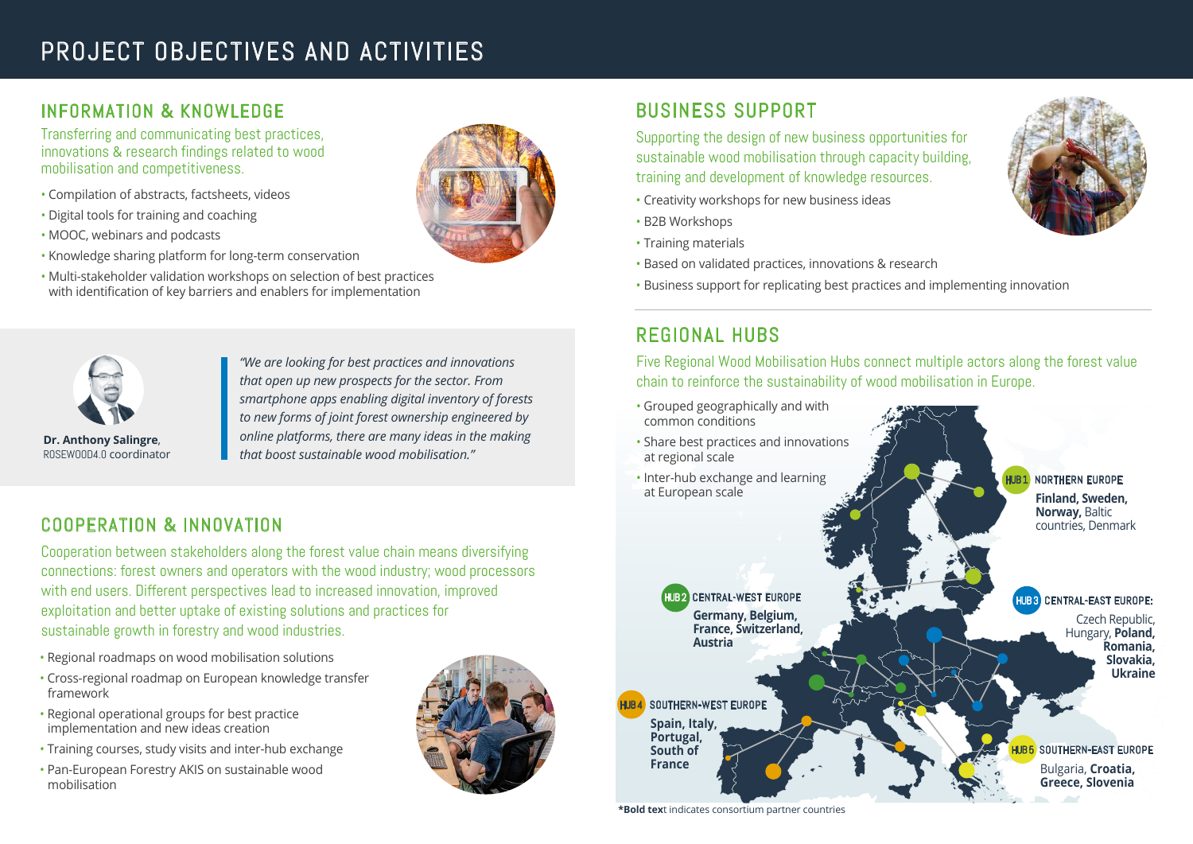# PROJECT OBJECTIVES AND ACTIVITIES

## INFORMATION & KNOWLEDGE

Transferring and communicating best practices, innovations & research findings related to wood mobilisation and competitiveness.

- Compilation of abstracts, factsheets, videos
- Digital tools for training and coaching
- MOOC, webinars and podcasts
- Knowledge sharing platform for long-term conservation
- Multi-stakeholder validation workshops on selection of best practices with identification of key barriers and enablers for implementation

*"We are looking for best practices and innovations that open up new prospects for the sector. From smartphone apps enabling digital inventory of forests to new forms of joint forest ownership engineered by online platforms, there are many ideas in the making that boost sustainable wood mobilisation."*

**Dr. Anthony Salingre**, ROSEWOOD4.0 coordinator

## COOPERATION & INNOVATION

Cooperation between stakeholders along the forest value chain means diversifying connections: forest owners and operators with the wood industry; wood processors with end users. Different perspectives lead to increased innovation, improved exploitation and better uptake of existing solutions and practices for sustainable growth in forestry and wood industries.

- Regional roadmaps on wood mobilisation solutions
- Cross-regional roadmap on European knowledge transfer framework
- Regional operational groups for best practice implementation and new ideas creation
- Training courses, study visits and inter-hub exchange
- Pan-European Forestry AKIS on sustainable wood mobilisation

## BUSINESS SUPPORT

Supporting the design of new business opportunities for sustainable wood mobilisation through capacity building, training and development of knowledge resources.

- Creativity workshops for new business ideas
- B2B Workshops
- Training materials
- Based on validated practices, innovations & research
- Business support for replicating best practices and implementing innovation

## REGIONAL HUBS

Five Regional Wood Mobilisation Hubs connect multiple actors along the forest value chain to reinforce the sustainability of wood mobilisation in Europe.

- Grouped geographically and with common conditions
- Share best practices and innovations at regional scale
- Inter-hub exchange and learning at European scale

HUB 1 NORTHERN EUROPE
**Finland, Sweden, Norway,** Baltic countries, Denmark

HUB 2 CENTRAL-WEST EUROPE
**Germany, Belgium, France, Switzerland, Austria**

HUB 3 CENTRAL-EAST EUROPE:
Czech Republic, Hungary, **Poland, Romania, Slovakia, Ukraine**

HUB 4 SOUTHERN-WEST EUROPE
**Spain, Italy, Portugal, South of France**

HUB 5 SOUTHERN-EAST EUROPE
Bulgaria, **Croatia, Greece, Slovenia**

***Bold tex**t indicates consortium partner countries